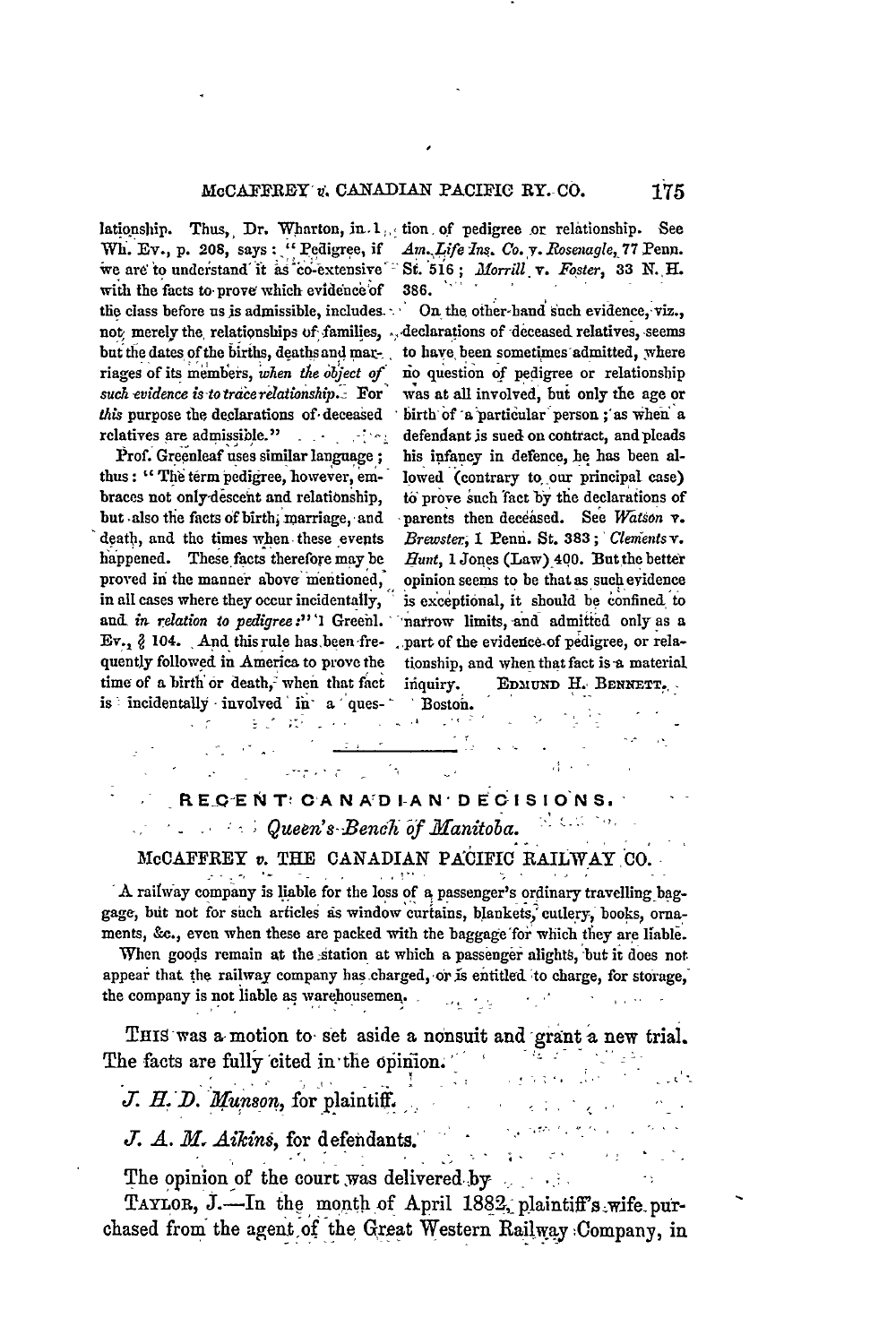lationship. Thus, Dr. Wharton, in 1 Wh. Ev., p. 208, says: "Pedigree, if we are to understand it as co-extensive with the facts to prove which evidence of the class before us is admissible, includes not merely the relationships of families, but the dates of the births, deaths and marriages of its members, *when the object of such evidence is to trace relationship.* For *this* purpose the declarations of deceased relatives are admissible."

Prof. Greenleaf uses similar language; thus: "The term pedigree, however, embraces not only descent and relationship, but also the facts of birth, marriage, and death, and the times when these events happened. These facts therefore may be proved in the manner above mentioned, in all cases where they occur incidentally, and *in relation to pedigree:*" 1 Greenl. Ev., § 104. And this rule has been frequently followed in America to prove the time of a birth or death, when that fact is incidentally involved in a question of pedigree or relationship. See *Am. Life Ins. Co.* v. *Rosenagle*, 77 Penn. St. 516; *Morrill* v. *Foster*, 33 N. H. 386.

On the other hand such evidence, viz., declarations of deceased relatives, seems to have been sometimes admitted, where no question of pedigree or relationship was at all involved, but only the age or birth of a particular person; as when a defendant is sued on contract, and pleads his infancy in defence, he has been allowed (contrary to our principal case) to prove such fact by the declarations of parents then deceased. See *Watson* v. *Brewster*, 1 Penn. St. 383; *Clements* v. *Hunt*, 1 Jones (Law) 400. But the better opinion seems to be that as such evidence is exceptional, it should be confined to narrow limits, and admitted only as a part of the evidence of pedigree, or relationship, and when that fact is a material inquiry.

EDMUND H. BENNETT.

Boston.

---

## RECENT CANADIAN DECISIONS.

### *Queen's Bench of Manitoba.*

### McCAFFREY *v.* THE CANADIAN PACIFIC RAILWAY CO.

A railway company is liable for the loss of a passenger's ordinary travelling baggage, but not for such articles as window curtains, blankets, cutlery, books, ornaments, &c., even when these are packed with the baggage for which they are liable.

When goods remain at the station at which a passenger alights, but it does not appear that the railway company has charged, or is entitled to charge, for storage, the company is not liable as warehousemen.

THIS was a motion to set aside a nonsuit and grant a new trial. The facts are fully cited in the opinion.

*J. H. D. Munson*, for plaintiff.

*J. A. M. Aikins*, for defendants.

The opinion of the court was delivered by

TAYLOR, J.—In the month of April 1882, plaintiff's wife purchased from the agent of the Great Western Railway Company, in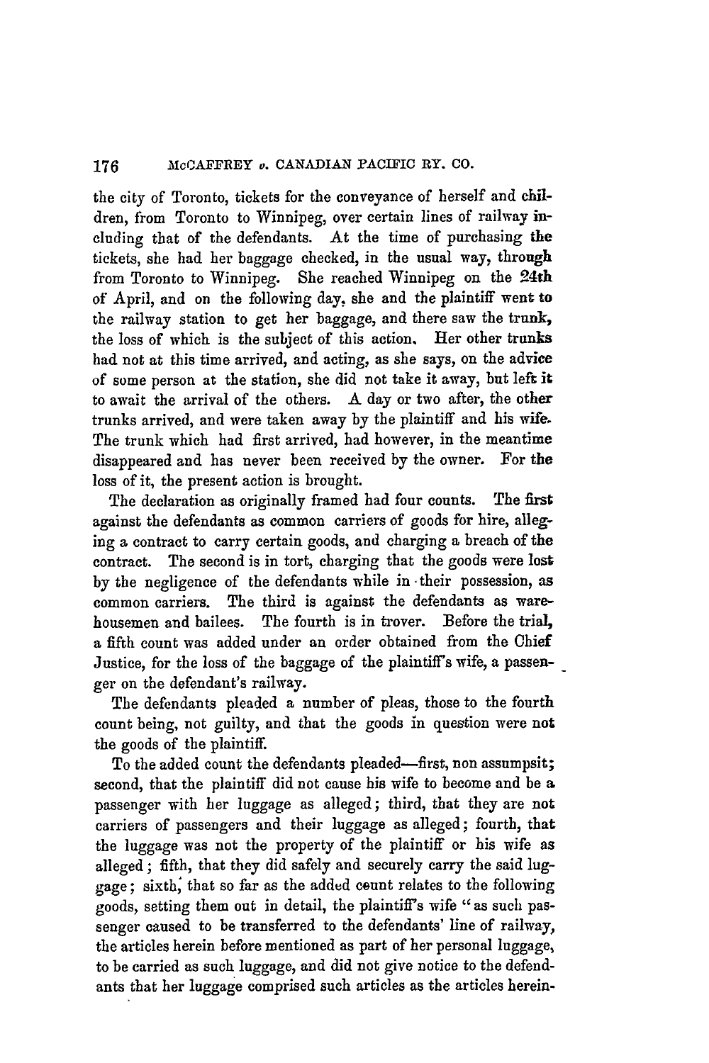the city of Toronto, tickets for the conveyance of herself and children, from Toronto to Winnipeg, over certain lines of railway including that of the defendants. At the time of purchasing the tickets, she had her baggage checked, in the usual way, through from Toronto to Winnipeg. She reached Winnipeg on the 24th of April, and on the following day, she and the plaintiff went to the railway station to get her baggage, and there saw the trunk, the loss of which is the subject of this action. Her other trunks had not at this time arrived, and acting, as she says, on the advice of some person at the station, she did not take it away, but left it to await the arrival of the others. A day or two after, the other trunks arrived, and were taken away by the plaintiff and his wife. The trunk which had first arrived, had however, in the meantime disappeared and has never been received by the owner. For the loss of it, the present action is brought.

The declaration as originally framed had four counts. The first against the defendants as common carriers of goods for hire, alleging a contract to carry certain goods, and charging a breach of the contract. The second is in tort, charging that the goods were lost by the negligence of the defendants while in their possession, as common carriers. The third is against the defendants as warehousemen and bailees. The fourth is in trover. Before the trial, a fifth count was added under an order obtained from the Chief Justice, for the loss of the baggage of the plaintiff's wife, a passenger on the defendant's railway.

The defendants pleaded a number of pleas, those to the fourth count being, not guilty, and that the goods in question were not the goods of the plaintiff.

To the added count the defendants pleaded—first, non assumpsit; second, that the plaintiff did not cause his wife to become and be a passenger with her luggage as alleged; third, that they are not carriers of passengers and their luggage as alleged; fourth, that the luggage was not the property of the plaintiff or his wife as alleged; fifth, that they did safely and securely carry the said luggage; sixth, that so far as the added count relates to the following goods, setting them out in detail, the plaintiff's wife "as such passenger caused to be transferred to the defendants' line of railway, the articles herein before mentioned as part of her personal luggage, to be carried as such luggage, and did not give notice to the defendants that her luggage comprised such articles as the articles herein-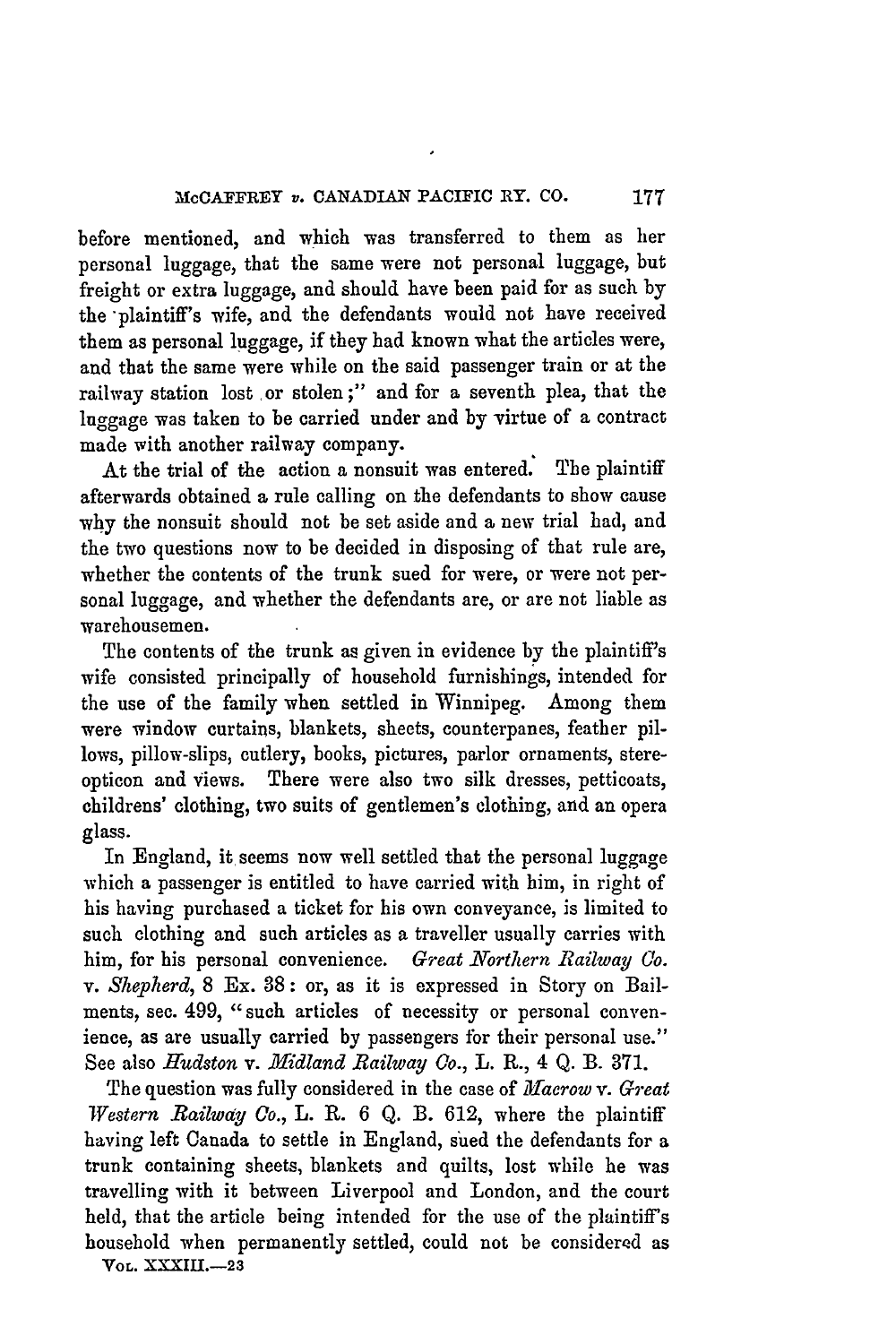before mentioned, and which was transferred to them as her personal luggage, that the same were not personal luggage, but freight or extra luggage, and should have been paid for as such by the plaintiff's wife, and the defendants would not have received them as personal luggage, if they had known what the articles were, and that the same were while on the said passenger train or at the railway station lost or stolen;" and for a seventh plea, that the luggage was taken to be carried under and by virtue of a contract made with another railway company.

At the trial of the action a nonsuit was entered. The plaintiff afterwards obtained a rule calling on the defendants to show cause why the nonsuit should not be set aside and a new trial had, and the two questions now to be decided in disposing of that rule are, whether the contents of the trunk sued for were, or were not personal luggage, and whether the defendants are, or are not liable as warehousemen.

The contents of the trunk as given in evidence by the plaintiff's wife consisted principally of household furnishings, intended for the use of the family when settled in Winnipeg. Among them were window curtains, blankets, sheets, counterpanes, feather pillows, pillow-slips, cutlery, books, pictures, parlor ornaments, stereopticon and views. There were also two silk dresses, petticoats, childrens' clothing, two suits of gentlemen's clothing, and an opera glass.

In England, it seems now well settled that the personal luggage which a passenger is entitled to have carried with him, in right of his having purchased a ticket for his own conveyance, is limited to such clothing and such articles as a traveller usually carries with him, for his personal convenience. *Great Northern Railway Co.* v. *Shepherd*, 8 Ex. 38: or, as it is expressed in Story on Bailments, sec. 499, "such articles of necessity or personal convenience, as are usually carried by passengers for their personal use." See also *Hudston* v. *Midland Railway Co.*, L. R., 4 Q. B. 371.

The question was fully considered in the case of *Macrow* v. *Great Western Railway Co.*, L. R. 6 Q. B. 612, where the plaintiff having left Canada to settle in England, sued the defendants for a trunk containing sheets, blankets and quilts, lost while he was travelling with it between Liverpool and London, and the court held, that the article being intended for the use of the plaintiff's household when permanently settled, could not be considered as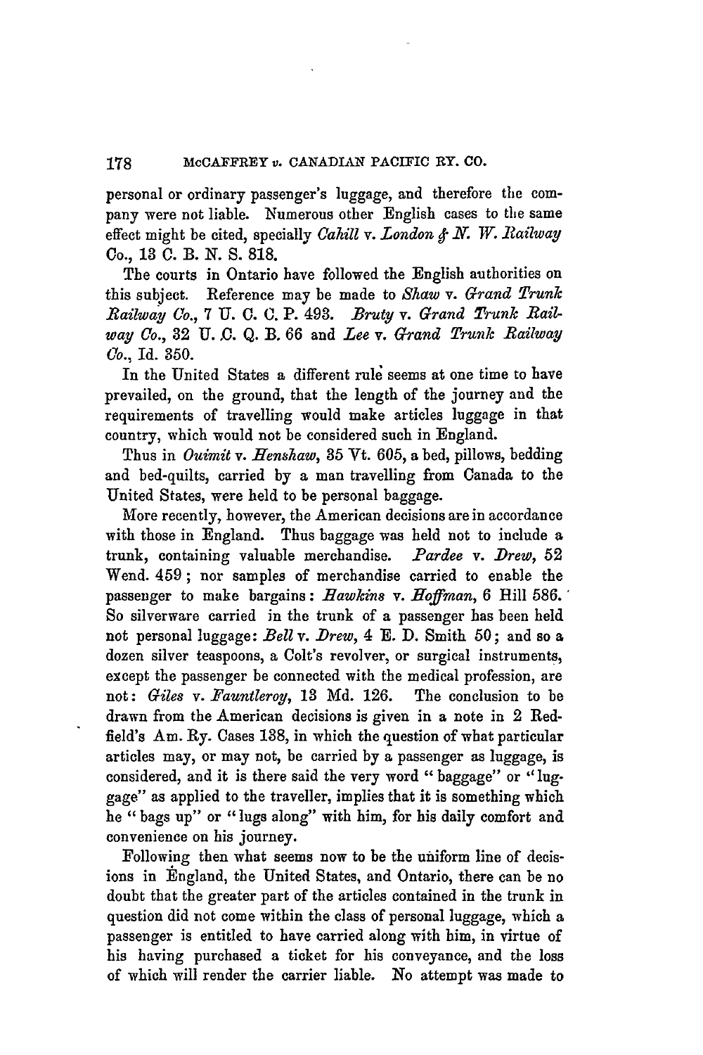personal or ordinary passenger's luggage, and therefore the company were not liable. Numerous other English cases to the same effect might be cited, specially *Cahill* v. *London & N. W. Railway Co.*, 13 C. B. N. S. 818.

The courts in Ontario have followed the English authorities on this subject. Reference may be made to *Shaw* v. *Grand Trunk Railway Co.*, 7 U. C. C. P. 493. *Bruty* v. *Grand Trunk Railway Co.*, 32 U. C. Q. B. 66 and *Lee* v. *Grand Trunk Railway Co.*, Id. 350.

In the United States a different rule seems at one time to have prevailed, on the ground, that the length of the journey and the requirements of travelling would make articles luggage in that country, which would not be considered such in England.

Thus in *Ouimit* v. *Henshaw*, 35 Vt. 605, a bed, pillows, bedding and bed-quilts, carried by a man travelling from Canada to the United States, were held to be personal baggage.

More recently, however, the American decisions are in accordance with those in England. Thus baggage was held not to include a trunk, containing valuable merchandise. *Pardee* v. *Drew*, 52 Wend. 459; nor samples of merchandise carried to enable the passenger to make bargains: *Hawkins* v. *Hoffman*, 6 Hill 586. So silverware carried in the trunk of a passenger has been held not personal luggage: *Bell* v. *Drew*, 4 E. D. Smith 50; and so a dozen silver teaspoons, a Colt's revolver, or surgical instruments, except the passenger be connected with the medical profession, are not: *Giles* v. *Fauntleroy*, 13 Md. 126. The conclusion to be drawn from the American decisions is given in a note in 2 Redfield's Am. Ry. Cases 138, in which the question of what particular articles may, or may not, be carried by a passenger as luggage, is considered, and it is there said the very word "baggage" or "luggage" as applied to the traveller, implies that it is something which he "bags up" or "lugs along" with him, for his daily comfort and convenience on his journey.

Following then what seems now to be the uniform line of decisions in England, the United States, and Ontario, there can be no doubt that the greater part of the articles contained in the trunk in question did not come within the class of personal luggage, which a passenger is entitled to have carried along with him, in virtue of his having purchased a ticket for his conveyance, and the loss of which will render the carrier liable. No attempt was made to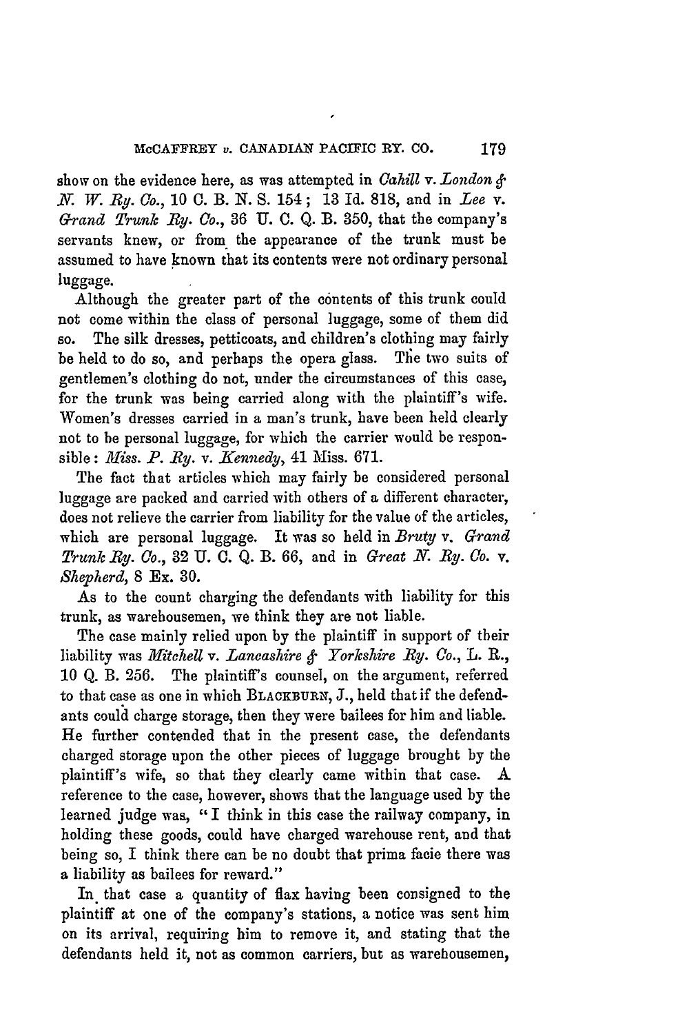show on the evidence here, as was attempted in *Cahill* v. *London & N. W. Ry. Co.*, 10 C. B. N. S. 154; 13 Id. 818, and in *Lee* v. *Grand Trunk Ry. Co.*, 36 U. C. Q. B. 350, that the company's servants knew, or from the appearance of the trunk must be assumed to have known that its contents were not ordinary personal luggage.

Although the greater part of the contents of this trunk could not come within the class of personal luggage, some of them did so. The silk dresses, petticoats, and children's clothing may fairly be held to do so, and perhaps the opera glass. The two suits of gentlemen's clothing do not, under the circumstances of this case, for the trunk was being carried along with the plaintiff's wife. Women's dresses carried in a man's trunk, have been held clearly not to be personal luggage, for which the carrier would be responsible: *Miss. P. Ry.* v. *Kennedy*, 41 Miss. 671.

The fact that articles which may fairly be considered personal luggage are packed and carried with others of a different character, does not relieve the carrier from liability for the value of the articles, which are personal luggage. It was so held in *Bruty* v. *Grand Trunk Ry. Co.*, 32 U. C. Q. B. 66, and in *Great N. Ry. Co.* v. *Shepherd*, 8 Ex. 30.

As to the count charging the defendants with liability for this trunk, as warehousemen, we think they are not liable.

The case mainly relied upon by the plaintiff in support of their liability was *Mitchell* v. *Lancashire & Yorkshire Ry. Co.*, L. R., 10 Q. B. 256. The plaintiff's counsel, on the argument, referred to that case as one in which BLACKBURN, J., held that if the defendants could charge storage, then they were bailees for him and liable. He further contended that in the present case, the defendants charged storage upon the other pieces of luggage brought by the plaintiff's wife, so that they clearly came within that case. A reference to the case, however, shows that the language used by the learned judge was, "I think in this case the railway company, in holding these goods, could have charged warehouse rent, and that being so, I think there can be no doubt that prima facie there was a liability as bailees for reward."

In that case a quantity of flax having been consigned to the plaintiff at one of the company's stations, a notice was sent him on its arrival, requiring him to remove it, and stating that the defendants held it, not as common carriers, but as warehousemen,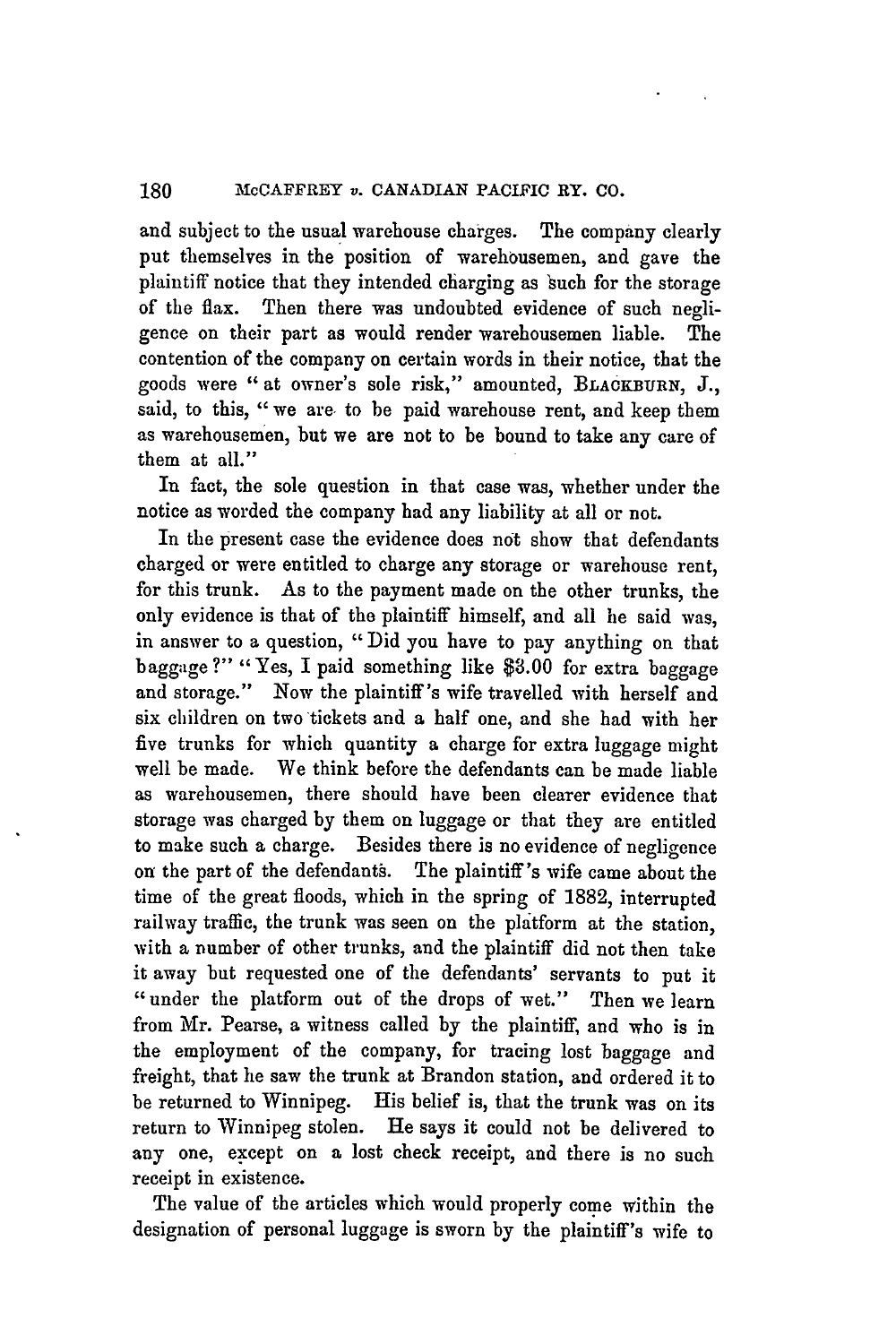and subject to the usual warehouse charges. The company clearly put themselves in the position of warehousemen, and gave the plaintiff notice that they intended charging as such for the storage of the flax. Then there was undoubted evidence of such negligence on their part as would render warehousemen liable. The contention of the company on certain words in their notice, that the goods were "at owner's sole risk," amounted, BLACKBURN, J., said, to this, "we are to be paid warehouse rent, and keep them as warehousemen, but we are not to be bound to take any care of them at all."

In fact, the sole question in that case was, whether under the notice as worded the company had any liability at all or not.

In the present case the evidence does not show that defendants charged or were entitled to charge any storage or warehouse rent, for this trunk. As to the payment made on the other trunks, the only evidence is that of the plaintiff himself, and all he said was, in answer to a question, "Did you have to pay anything on that baggage?" "Yes, I paid something like $3.00 for extra baggage and storage." Now the plaintiff's wife travelled with herself and six children on two tickets and a half one, and she had with her five trunks for which quantity a charge for extra luggage might well be made. We think before the defendants can be made liable as warehousemen, there should have been clearer evidence that storage was charged by them on luggage or that they are entitled to make such a charge. Besides there is no evidence of negligence on the part of the defendants. The plaintiff's wife came about the time of the great floods, which in the spring of 1882, interrupted railway traffic, the trunk was seen on the platform at the station, with a number of other trunks, and the plaintiff did not then take it away but requested one of the defendants' servants to put it "under the platform out of the drops of wet." Then we learn from Mr. Pearse, a witness called by the plaintiff, and who is in the employment of the company, for tracing lost baggage and freight, that he saw the trunk at Brandon station, and ordered it to be returned to Winnipeg. His belief is, that the trunk was on its return to Winnipeg stolen. He says it could not be delivered to any one, except on a lost check receipt, and there is no such receipt in existence.

The value of the articles which would properly come within the designation of personal luggage is sworn by the plaintiff's wife to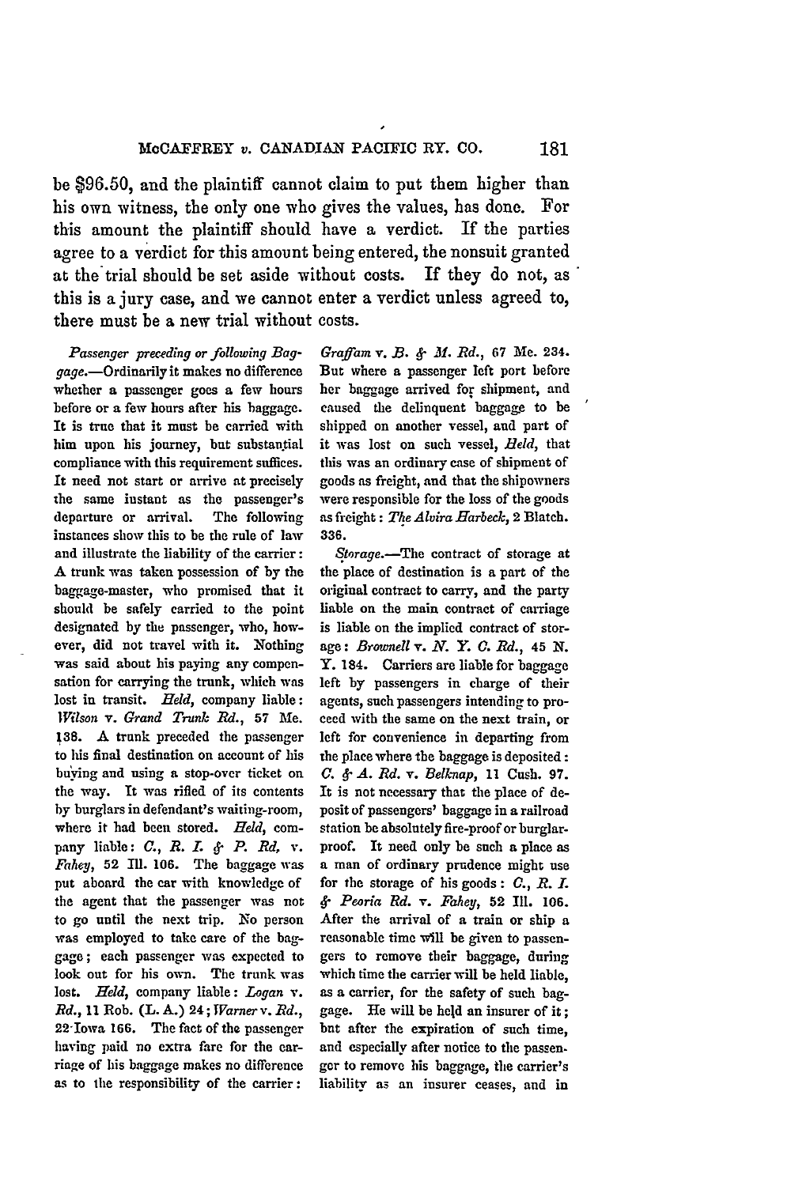be $96.50, and the plaintiff cannot claim to put them higher than his own witness, the only one who gives the values, has done. For this amount the plaintiff should have a verdict. If the parties agree to a verdict for this amount being entered, the nonsuit granted at the trial should be set aside without costs. If they do not, as this is a jury case, and we cannot enter a verdict unless agreed to, there must be a new trial without costs.

*Passenger preceding or following Baggage.*—Ordinarily it makes no difference whether a passenger goes a few hours before or a few hours after his baggage. It is true that it must be carried with him upon his journey, but substantial compliance with this requirement suffices. It need not start or arrive at precisely the same instant as the passenger's departure or arrival. The following instances show this to be the rule of law and illustrate the liability of the carrier: A trunk was taken possession of by the baggage-master, who promised that it should be safely carried to the point designated by the passenger, who, however, did not travel with it. Nothing was said about his paying any compensation for carrying the trunk, which was lost in transit. *Held*, company liable: *Wilson* v. *Grand Trunk Rd.*, 57 Me. 138. A trunk preceded the passenger to his final destination on account of his buying and using a stop-over ticket on the way. It was rifled of its contents by burglars in defendant's waiting-room, where it had been stored. *Held*, company liable: *C., R. I. & P. Rd.* v. *Fahey*, 52 Ill. 106. The baggage was put aboard the car with knowledge of the agent that the passenger was not to go until the next trip. No person was employed to take care of the baggage; each passenger was expected to look out for his own. The trunk was lost. *Held*, company liable: *Logan* v. *Rd.*, 11 Rob. (L. A.) 24; *Warner* v. *Rd.*, 22 Iowa 166. The fact of the passenger having paid no extra fare for the carriage of his baggage makes no difference as to the responsibility of the carrier: *Graffam* v. *B. & M. Rd.*, 67 Me. 234. But where a passenger left port before her baggage arrived for shipment, and caused the delinquent baggage to be shipped on another vessel, and part of it was lost on such vessel, *Held*, that this was an ordinary case of shipment of goods as freight, and that the shipowners were responsible for the loss of the goods as freight: *The Alvira Harbeck*, 2 Blatch. 336.

*Storage.*—The contract of storage at the place of destination is a part of the original contract to carry, and the party liable on the main contract of carriage is liable on the implied contract of storage: *Brownell* v. *N. Y. C. Rd.*, 45 N. Y. 184. Carriers are liable for baggage left by passengers in charge of their agents, such passengers intending to proceed with the same on the next train, or left for convenience in departing from the place where the baggage is deposited: *C. & A. Rd.* v. *Belknap*, 11 Cush. 97. It is not necessary that the place of deposit of passengers' baggage in a railroad station be absolutely fire-proof or burglar-proof. It need only be such a place as a man of ordinary prudence might use for the storage of his goods: *C., R. I. & Peoria Rd.* v. *Fahey*, 52 Ill. 106. After the arrival of a train or ship a reasonable time will be given to passengers to remove their baggage, during which time the carrier will be held liable, as a carrier, for the safety of such baggage. He will be held an insurer of it; but after the expiration of such time, and especially after notice to the passenger to remove his baggage, the carrier's liability as an insurer ceases, and in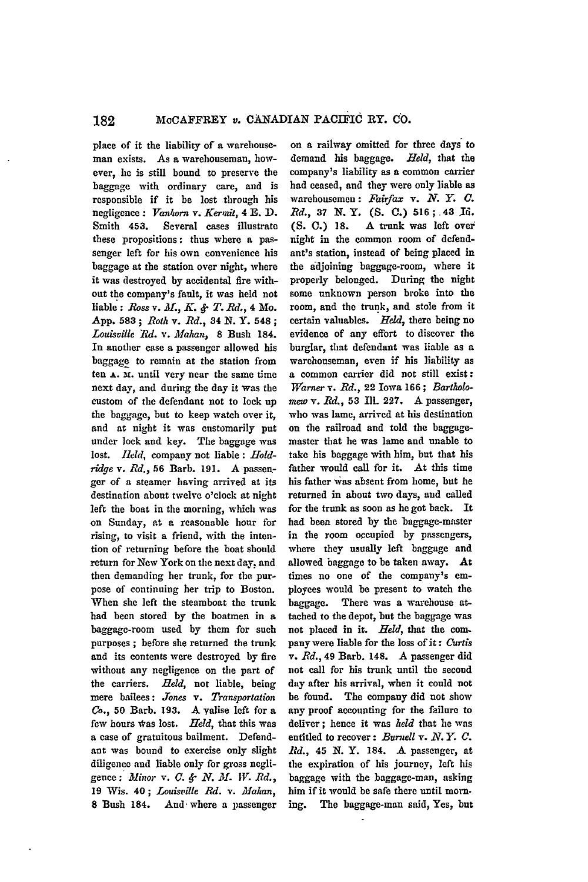place of it the liability of a warehouseman exists. As a warehouseman, however, he is still bound to preserve the baggage with ordinary care, and is responsible if it be lost through his negligence: *Vanhorn* v. *Kermit*, 4 E. D. Smith 453. Several cases illustrate these propositions: thus where a passenger left for his own convenience his baggage at the station over night, where it was destroyed by accidental fire without the company's fault, it was held not liable: *Ross* v. *M., K. & T. Rd.*, 4 Mo. App. 583; *Roth* v. *Rd.*, 34 N. Y. 548; *Louisville Rd.* v. *Mahan*, 8 Bush 184. In another case a passenger allowed his baggage to remain at the station from ten A. M. until very near the same time next day, and during the day it was the custom of the defendant not to lock up the baggage, but to keep watch over it, and at night it was customarily put under lock and key. The baggage was lost. *Held*, company not liable: *Holdridge* v. *Rd.*, 56 Barb. 191. A passenger of a steamer having arrived at its destination about twelve o'clock at night left the boat in the morning, which was on Sunday, at a reasonable hour for rising, to visit a friend, with the intention of returning before the boat should return for New York on the next day, and then demanding her trunk, for the purpose of continuing her trip to Boston. When she left the steamboat the trunk had been stored by the boatmen in a baggage-room used by them for such purposes; before she returned the trunk and its contents were destroyed by fire without any negligence on the part of the carriers. *Held*, not liable, being mere bailees: *Jones* v. *Transportation Co.*, 50 Barb. 193. A valise left for a few hours was lost. *Held*, that this was a case of gratuitous bailment. Defendant was bound to exercise only slight diligence and liable only for gross negligence: *Minor* v. *C. & N. M. W. Rd.*, 19 Wis. 40; *Louisville Rd.* v. *Mahan*, 8 Bush 184. And where a passenger on a railway omitted for three days to demand his baggage. *Held*, that the company's liability as a common carrier had ceased, and they were only liable as warehousemen: *Fairfax* v. *N. Y. C. Rd.*, 37 N. Y. (S. C.) 516; 43 Id. (S. C.) 18. A trunk was left over night in the common room of defendant's station, instead of being placed in the adjoining baggage-room, where it properly belonged. During the night some unknown person broke into the room, and the trunk, and stole from it certain valuables. *Held*, there being no evidence of any effort to discover the burglar, that defendant was liable as a warehouseman, even if his liability as a common carrier did not still exist: *Warner* v. *Rd.*, 22 Iowa 166; *Bartholomew* v. *Rd.*, 53 Ill. 227. A passenger, who was lame, arrived at his destination on the railroad and told the baggage-master that he was lame and unable to take his baggage with him, but that his father would call for it. At this time his father was absent from home, but he returned in about two days, and called for the trunk as soon as he got back. It had been stored by the baggage-master in the room occupied by passengers, where they usually left baggage and allowed baggage to be taken away. At times no one of the company's employees would be present to watch the baggage. There was a warehouse attached to the depot, but the baggage was not placed in it. *Held*, that the company were liable for the loss of it: *Curtis* v. *Rd.*, 49 Barb. 148. A passenger did not call for his trunk until the second day after his arrival, when it could not be found. The company did not show any proof accounting for the failure to deliver; hence it was *held* that he was entitled to recover: *Burnell* v. *N. Y. C. Rd.*, 45 N. Y. 184. A passenger, at the expiration of his journey, left his baggage with the baggage-man, asking him if it would be safe there until morning. The baggage-man said, Yes, but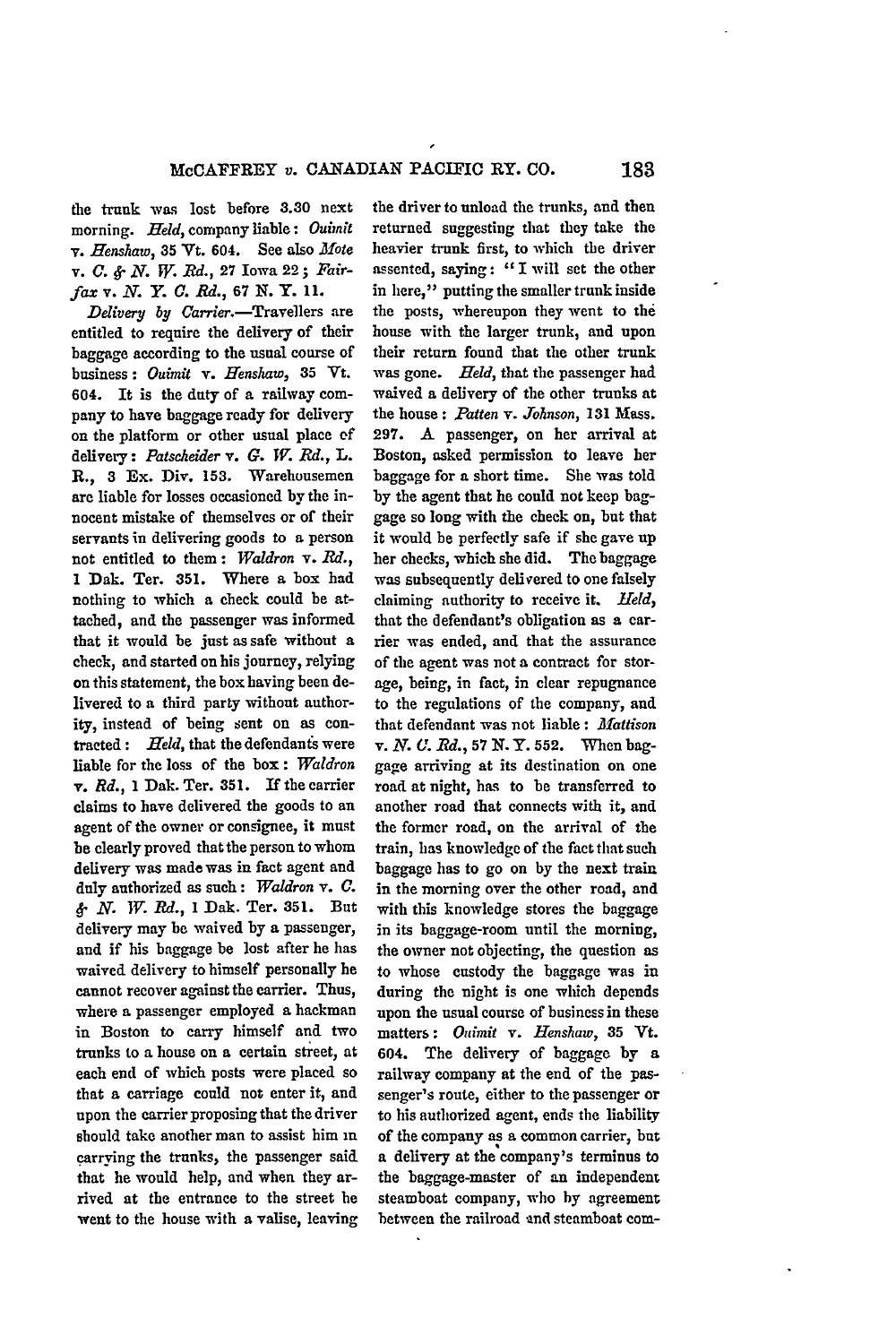the trunk was lost before 3.30 next morning. *Held*, company liable: *Ouimit* v. *Henshaw*, 35 Vt. 604. See also *Mote* v. *C. & N. W. Rd.*, 27 Iowa 22; *Fairfax* v. *N. Y. C. Rd.*, 67 N. Y. 11.

*Delivery by Carrier.*—Travellers are entitled to require the delivery of their baggage according to the usual course of business: *Ouimit* v. *Henshaw*, 35 Vt. 604. It is the duty of a railway company to have baggage ready for delivery on the platform or other usual place of delivery: *Patscheider* v. *G. W. Rd.*, L. R., 3 Ex. Div. 153. Warehousemen are liable for losses occasioned by the innocent mistake of themselves or of their servants in delivering goods to a person not entitled to them: *Waldron* v. *Rd.*, 1 Dak. Ter. 351. Where a box had nothing to which a check could be attached, and the passenger was informed that it would be just as safe without a check, and started on his journey, relying on this statement, the box having been delivered to a third party without authority, instead of being sent on as contracted: *Held*, that the defendants were liable for the loss of the box: *Waldron* v. *Rd.*, 1 Dak. Ter. 351. If the carrier claims to have delivered the goods to an agent of the owner or consignee, it must be clearly proved that the person to whom delivery was made was in fact agent and duly authorized as such: *Waldron* v. *C. & N. W. Rd.*, 1 Dak. Ter. 351. But delivery may be waived by a passenger, and if his baggage be lost after he has waived delivery to himself personally he cannot recover against the carrier. Thus, where a passenger employed a hackman in Boston to carry himself and two trunks to a house on a certain street, at each end of which posts were placed so that a carriage could not enter it, and upon the carrier proposing that the driver should take another man to assist him in carrying the trunks, the passenger said that he would help, and when they arrived at the entrance to the street he went to the house with a valise, leaving the driver to unload the trunks, and then returned suggesting that they take the heavier trunk first, to which the driver assented, saying: "I will set the other in here," putting the smaller trunk inside the posts, whereupon they went to the house with the larger trunk, and upon their return found that the other trunk was gone. *Held*, that the passenger had waived a delivery of the other trunks at the house: *Patten* v. *Johnson*, 131 Mass. 297. A passenger, on her arrival at Boston, asked permission to leave her baggage for a short time. She was told by the agent that he could not keep baggage so long with the check on, but that it would be perfectly safe if she gave up her checks, which she did. The baggage was subsequently delivered to one falsely claiming authority to receive it. *Held*, that the defendant's obligation as a carrier was ended, and that the assurance of the agent was not a contract for storage, being, in fact, in clear repugnance to the regulations of the company, and that defendant was not liable: *Mattison* v. *N. C. Rd.*, 57 N. Y. 552. When baggage arriving at its destination on one road at night, has to be transferred to another road that connects with it, and the former road, on the arrival of the train, has knowledge of the fact that such baggage has to go on by the next train in the morning over the other road, and with this knowledge stores the baggage in its baggage-room until the morning, the owner not objecting, the question as to whose custody the baggage was in during the night is one which depends upon the usual course of business in these matters: *Ouimit* v. *Henshaw*, 35 Vt. 604. The delivery of baggage by a railway company at the end of the passenger's route, either to the passenger or to his authorized agent, ends the liability of the company as a common carrier, but a delivery at the company's terminus to the baggage-master of an independent steamboat company, who by agreement between the railroad and steamboat com-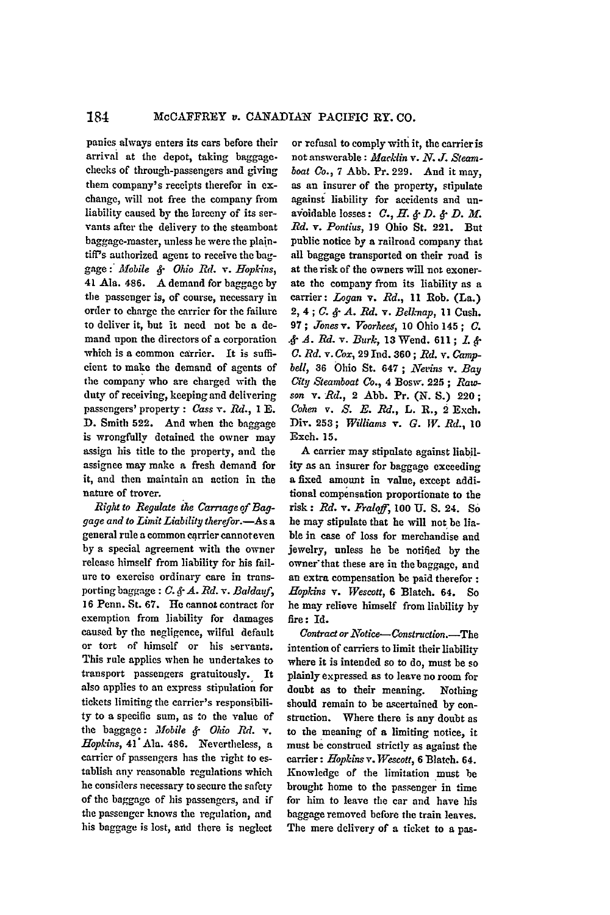panies always enters its cars before their arrival at the depot, taking baggage-checks of through-passengers and giving them company's receipts therefor in exchange, will not free the company from liability caused by the larceny of its servants after the delivery to the steamboat baggage-master, unless he were the plaintiff's authorized agent to receive the baggage: *Mobile & Ohio Rd.* v. *Hopkins*, 41 Ala. 486. A demand for baggage by the passenger is, of course, necessary in order to charge the carrier for the failure to deliver it, but it need not be a demand upon the directors of a corporation which is a common carrier. It is sufficient to make the demand of agents of the company who are charged with the duty of receiving, keeping and delivering passengers' property: *Cass* v. *Rd.*, 1 E. D. Smith 522. And when the baggage is wrongfully detained the owner may assign his title to the property, and the assignee may make a fresh demand for it, and then maintain an action in the nature of trover.

*Right to Regulate the Carriage of Baggage and to Limit Liability therefor.*—As a general rule a common carrier cannot even by a special agreement with the owner release himself from liability for his failure to exercise ordinary care in transporting baggage: *C. & A. Rd.* v. *Baldauf*, 16 Penn. St. 67. He cannot contract for exemption from liability for damages caused by the negligence, wilful default or tort of himself or his servants. This rule applies when he undertakes to transport passengers gratuitously. It also applies to an express stipulation for tickets limiting the carrier's responsibility to a specific sum, as to the value of the baggage: *Mobile & Ohio Rd.* v. *Hopkins*, 41 Ala. 486. Nevertheless, a carrier of passengers has the right to establish any reasonable regulations which he considers necessary to secure the safety of the baggage of his passengers, and if the passenger knows the regulation, and his baggage is lost, and there is neglect or refusal to comply with it, the carrier is not answerable: *Macklin* v. *N. J. Steamboat Co.*, 7 Abb. Pr. 229. And it may, as an insurer of the property, stipulate against liability for accidents and unavoidable losses: *C., H. & D. & D. M. Rd.* v. *Pontius*, 19 Ohio St. 221. But public notice by a railroad company that all baggage transported on their road is at the risk of the owners will not exonerate the company from its liability as a carrier: *Logan* v. *Rd.*, 11 Rob. (La.) 2, 4; *C. & A. Rd.* v. *Belknap*, 11 Cush. 97; *Jones* v. *Voorhees*, 10 Ohio 145; *C. & A. Rd.* v. *Burk*, 13 Wend. 611; *I. & C. Rd.* v. *Cox*, 29 Ind. 360; *Rd.* v. *Campbell*, 36 Ohio St. 647; *Nevins* v. *Bay City Steamboat Co.*, 4 Bosw. 225; *Rawson* v. *Rd.*, 2 Abb. Pr. (N. S.) 220; *Cohen* v. *S. E. Rd.*, L. R., 2 Exch. Div. 253; *Williams* v. *G. W. Rd.*, 10 Exch. 15.

A carrier may stipulate against liability as an insurer for baggage exceeding a fixed amount in value, except additional compensation proportionate to the risk: *Rd.* v. *Fraloff*, 100 U. S. 24. So he may stipulate that he will not be liable in case of loss for merchandise and jewelry, unless he be notified by the owner that these are in the baggage, and an extra compensation be paid therefor: *Hopkins* v. *Wescott*, 6 Blatch. 64. So he may relieve himself from liability by fire: Id.

*Contract or Notice—Construction.*—The intention of carriers to limit their liability where it is intended so to do, must be so plainly expressed as to leave no room for doubt as to their meaning. Nothing should remain to be ascertained by construction. Where there is any doubt as to the meaning of a limiting notice, it must be construed strictly as against the carrier: *Hopkins* v. *Wescott*, 6 Blatch. 64. Knowledge of the limitation must be brought home to the passenger in time for him to leave the car and have his baggage removed before the train leaves. The mere delivery of a ticket to a pas-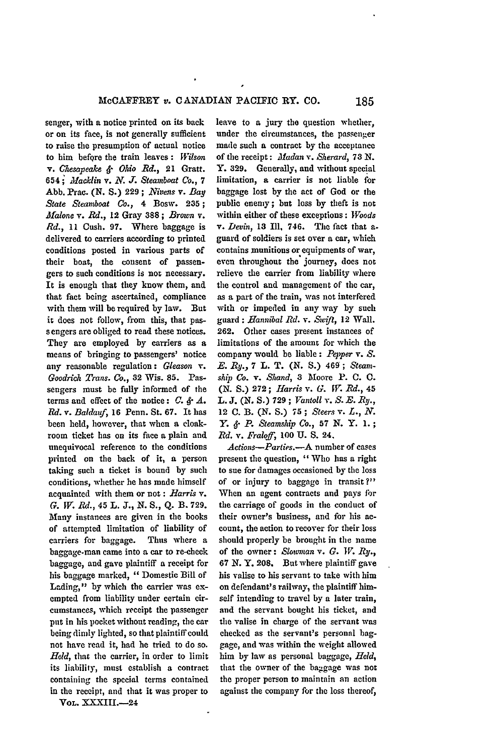senger, with a notice printed on its back or on its face, is not generally sufficient to raise the presumption of actual notice to him before the train leaves: *Wilson v. Chesapeake & Ohio Rd.*, 21 Gratt. 654; *Macklin v. N. J. Steamboat Co.*, 7 Abb. Prac. (N. S.) 229; *Nivens v. Bay State Steamboat Co.*, 4 Bosw. 235; *Malone v. Rd.*, 12 Gray 388; *Brown v. Rd.*, 11 Cush. 97. Where baggage is delivered to carriers according to printed conditions posted in various parts of their boat, the consent of passengers to such conditions is not necessary. It is enough that they know them, and that fact being ascertained, compliance with them will be required by law. But it does not follow, from this, that passengers are obliged to read these notices. They are employed by carriers as a means of bringing to passengers' notice any reasonable regulation: *Gleason v. Goodrich Trans. Co.*, 32 Wis. 85. Passengers must be fully informed of the terms and effect of the notice: *C. & A. Rd. v. Baldauf*, 16 Penn. St. 67. It has been held, however, that when a cloak-room ticket has on its face a plain and unequivocal reference to the conditions printed on the back of it, a person taking such a ticket is bound by such conditions, whether he has made himself acquainted with them or not: *Harris v. G. W. Rd.*, 45 L. J., N. S., Q. B. 729. Many instances are given in the books of attempted limitation of liability of carriers for baggage. Thus where a baggage-man came into a car to re-check baggage, and gave plaintiff a receipt for his baggage marked, "Domestic Bill of Lading," by which the carrier was exempted from liability under certain circumstances, which receipt the passenger put in his pocket without reading, the car being dimly lighted, so that plaintiff could not have read it, had he tried to do so. *Held*, that the carrier, in order to limit its liability, must establish a contract containing the special terms contained in the receipt, and that it was proper to leave to a jury the question whether, under the circumstances, the passenger made such a contract by the acceptance of the receipt: *Madan v. Sherard*, 73 N. Y. 329. Generally, and without special limitation, a carrier is not liable for baggage lost by the act of God or the public enemy; but loss by theft is not within either of these exceptions: *Woods v. Devin*, 13 Ill. 746. The fact that a guard of soldiers is set over a car, which contains munitions or equipments of war, even throughout the journey, does not relieve the carrier from liability where the control and management of the car, as a part of the train, was not interfered with or impeded in any way by such guard: *Hannibal Rd. v. Swift*, 12 Wall. 262. Other cases present instances of limitations of the amount for which the company would be liable: *Pepper v. S. E. Ry.*, 7 L. T. (N. S.) 469; *Steamship Co. v. Shand*, 3 Moore P. C. C. (N. S.) 272; *Harris v. G. W. Rd.*, 45 L. J. (N. S.) 729; *Vantoll v. S. E. Ry.*, 12 C. B. (N. S.) 75; *Steers v. L., N. Y. & P. Steamship Co.*, 57 N. Y. 1.; *Rd. v. Fraloff*, 100 U. S. 24.

*Actions—Parties.*—A number of cases present the question, "Who has a right to sue for damages occasioned by the loss of or injury to baggage in transit?" When an agent contracts and pays for the carriage of goods in the conduct of their owner's business, and for his account, the action to recover for their loss should properly be brought in the name of the owner: *Slowman v. G. W. Ry.*, 67 N. Y. 208. But where plaintiff gave his valise to his servant to take with him on defendant's railway, the plaintiff himself intending to travel by a later train, and the servant bought his ticket, and the valise in charge of the servant was checked as the servant's personal baggage, and was within the weight allowed him by law as personal baggage, *Held*, that the owner of the baggage was not the proper person to maintain an action against the company for the loss thereof,

VOL. XXXIII.—24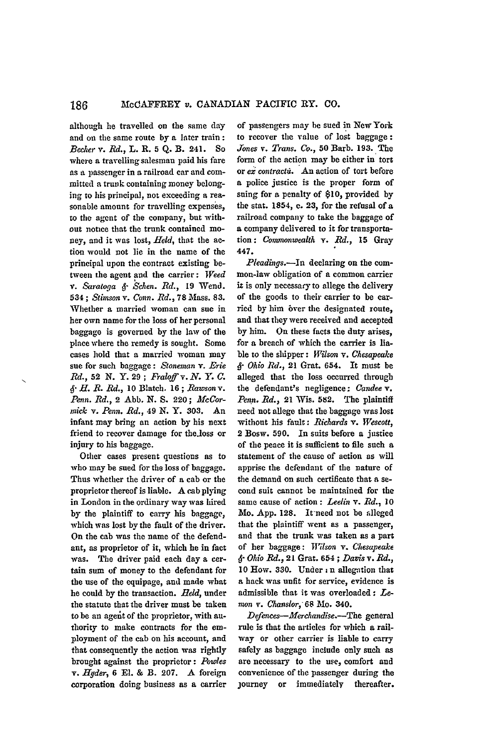although he travelled on the same day and on the same route by a later train: *Becher* v. *Rd.*, L. R. 5 Q. B. 241. So where a travelling salesman paid his fare as a passenger in a railroad car and committed a trunk containing money belonging to his principal, not exceeding a reasonable amount for travelling expenses, to the agent of the company, but without notice that the trunk contained money, and it was lost, *Held*, that the action would not lie in the name of the principal upon the contract existing between the agent and the carrier: *Weed* v. *Saratoga & Schen. Rd.*, 19 Wend. 534; *Stimson* v. *Conn. Rd.*, 78 Mass. 83. Whether a married woman can sue in her own name for the loss of her personal baggage is governed by the law of the place where the remedy is sought. Some cases hold that a married woman may sue for such baggage: *Stoneman* v. *Erie Rd.*, 52 N. Y. 29; *Fraloff* v. *N. Y. C. & H. R. Rd.*, 10 Blatch. 16; *Rawson* v. *Penn. Rd.*, 2 Abb. N. S. 220; *McCormick* v. *Penn. Rd.*, 49 N. Y. 303. An infant may bring an action by his next friend to recover damage for the loss or injury to his baggage.

Other cases present questions as to who may be sued for the loss of baggage. Thus whether the driver of a cab or the proprietor thereof is liable. A cab plying in London in the ordinary way was hired by the plaintiff to carry his baggage, which was lost by the fault of the driver. On the cab was the name of the defendant, as proprietor of it, which he in fact was. The driver paid each day a certain sum of money to the defendant for the use of the equipage, and made what he could by the transaction. *Held*, under the statute that the driver must be taken to be an agent of the proprietor, with authority to make contracts for the employment of the cab on his account, and that consequently the action was rightly brought against the proprietor: *Powles* v. *Hyder*, 6 El. & B. 207. A foreign corporation doing business as a carrier of passengers may be sued in New York to recover the value of lost baggage: *Jones* v. *Trans. Co.*, 50 Barb. 193. The form of the action may be either in tort or *ex contractû*. An action of tort before a police justice is the proper form of suing for a penalty of $10, provided by the stat. 1854, c. 23, for the refusal of a railroad company to take the baggage of a company delivered to it for transportation: *Commonwealth* v. *Rd.*, 15 Gray 447.

*Pleadings.*—In declaring on the common-law obligation of a common carrier it is only necessary to allege the delivery of the goods to their carrier to be carried by him over the designated route, and that they were received and accepted by him. On these facts the duty arises, for a breach of which the carrier is liable to the shipper: *Wilson* v. *Chesapeake & Ohio Rd.*, 21 Grat. 654. It must be alleged that the loss occurred through the defendant's negligence: *Candee* v. *Penn. Rd.*, 21 Wis. 582. The plaintiff need not allege that the baggage was lost without his fault: *Richards* v. *Wescott*, 2 Bosw. 590. In suits before a justice of the peace it is sufficient to file such a statement of the cause of action as will apprise the defendant of the nature of the demand on such certificate that a second suit cannot be maintained for the same cause of action: *Leelin* v. *Rd.*, 10 Mo. App. 128. It need not be alleged that the plaintiff went as a passenger, and that the trunk was taken as a part of her baggage: *Wilson* v. *Chesapeake & Ohio Rd.*, 21 Grat. 654; *Davis* v. *Rd.*, 10 How. 330. Under an allegation that a hack was unfit for service, evidence is admissible that it was overloaded: *Lemon* v. *Chanslor*, 68 Mo. 340.

*Defences—Merchandise.*—The general rule is that the articles for which a railway or other carrier is liable to carry safely as baggage include only such as are necessary to the use, comfort and convenience of the passenger during the journey or immediately thereafter.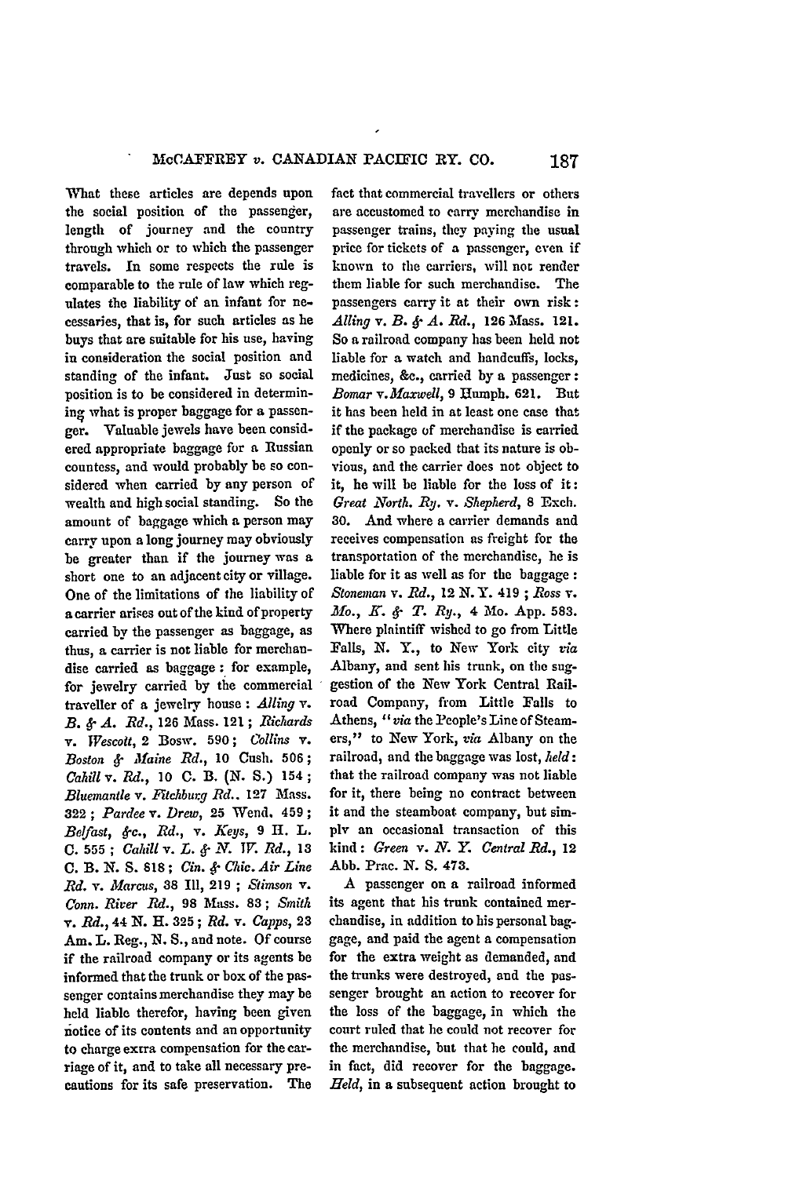What these articles are depends upon the social position of the passenger, length of journey and the country through which or to which the passenger travels. In some respects the rule is comparable to the rule of law which regulates the liability of an infant for necessaries, that is, for such articles as he buys that are suitable for his use, having in consideration the social position and standing of the infant. Just so social position is to be considered in determining what is proper baggage for a passenger. Valuable jewels have been considered appropriate baggage for a Russian countess, and would probably be so considered when carried by any person of wealth and high social standing. So the amount of baggage which a person may carry upon a long journey may obviously be greater than if the journey was a short one to an adjacent city or village. One of the limitations of the liability of a carrier arises out of the kind of property carried by the passenger as baggage, as thus, a carrier is not liable for merchandise carried as baggage: for example, for jewelry carried by the commercial traveller of a jewelry house: *Alling* v. *B. & A. Rd.*, 126 Mass. 121; *Richards* v. *Wescott*, 2 Bosw. 590; *Collins* v. *Boston & Maine Rd.*, 10 Cush. 506; *Cahill* v. *Rd.*, 10 C. B. (N. S.) 154; *Bluemantle* v. *Fitchburg Rd.*, 127 Mass. 322; *Pardee* v. *Drew*, 25 Wend. 459; *Belfast, &c., Rd.*, v. *Keys*, 9 H. L. C. 555; *Cahill* v. *L. & N. W. Rd.*, 13 C. B. N. S. 818; *Cin. & Chic. Air Line Rd.* v. *Marcus*, 38 Ill, 219; *Stimson* v. *Conn. River Rd.*, 98 Mass. 83; *Smith* v. *Rd.*, 44 N. H. 325; *Rd.* v. *Capps*, 23 Am. L. Reg., N. S., and note. Of course if the railroad company or its agents be informed that the trunk or box of the passenger contains merchandise they may be held liable therefor, having been given notice of its contents and an opportunity to charge extra compensation for the carriage of it, and to take all necessary precautions for its safe preservation. The fact that commercial travellers or others are accustomed to carry merchandise in passenger trains, they paying the usual price for tickets of a passenger, even if known to the carriers, will not render them liable for such merchandise. The passengers carry it at their own risk: *Alling* v. *B. & A. Rd.*, 126 Mass. 121. So a railroad company has been held not liable for a watch and handcuffs, locks, medicines, &c., carried by a passenger: *Bomar* v. *Maxwell*, 9 Humph. 621. But it has been held in at least one case that if the package of merchandise is carried openly or so packed that its nature is obvious, and the carrier does not object to it, he will be liable for the loss of it: *Great North. Ry.* v. *Shepherd*, 8 Exch. 30. And where a carrier demands and receives compensation as freight for the transportation of the merchandise, he is liable for it as well as for the baggage: *Stoneman* v. *Rd.*, 12 N. Y. 419; *Ross* v. *Mo., K. & T. Ry.*, 4 Mo. App. 583. Where plaintiff wished to go from Little Falls, N. Y., to New York city *via* Albany, and sent his trunk, on the suggestion of the New York Central Railroad Company, from Little Falls to Athens, "*via* the People's Line of Steamers," to New York, *via* Albany on the railroad, and the baggage was lost, *held*: that the railroad company was not liable for it, there being no contract between it and the steamboat company, but simply an occasional transaction of this kind: *Green* v. *N. Y. Central Rd.*, 12 Abb. Prac. N. S. 473.

A passenger on a railroad informed its agent that his trunk contained merchandise, in addition to his personal baggage, and paid the agent a compensation for the extra weight as demanded, and the trunks were destroyed, and the passenger brought an action to recover for the loss of the baggage, in which the court ruled that he could not recover for the merchandise, but that he could, and in fact, did recover for the baggage. *Held*, in a subsequent action brought to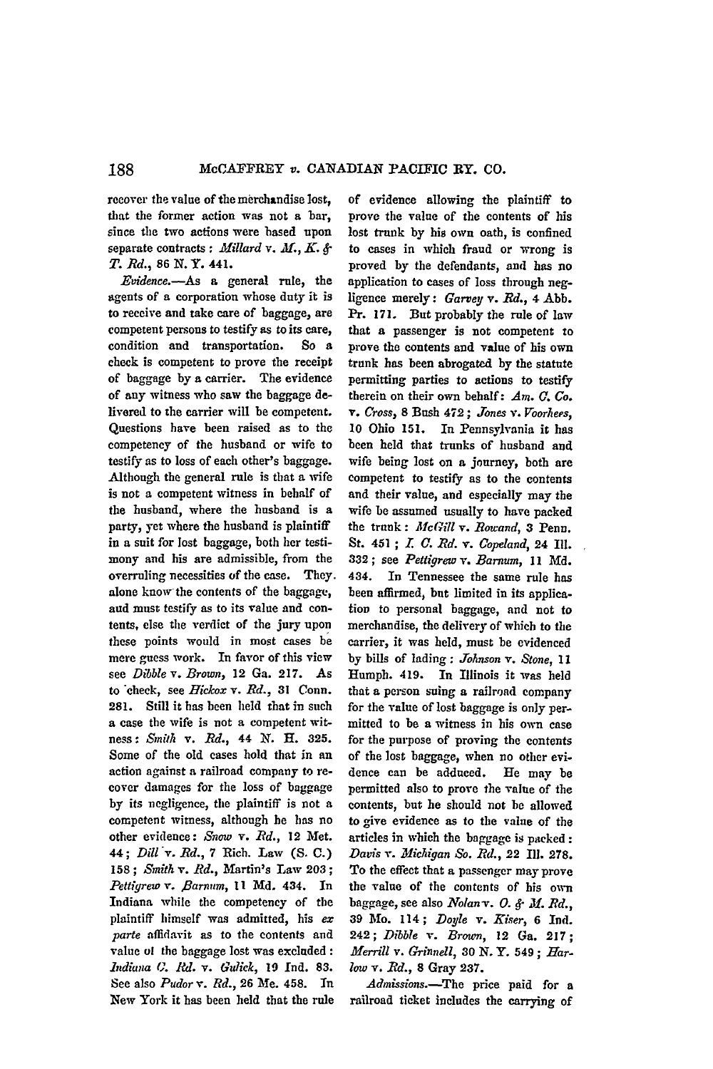recover the value of the merchandise lost, that the former action was not a bar, since the two actions were based upon separate contracts: *Millard* v. *M., K. & T. Rd.*, 86 N. Y. 441.

*Evidence*.—As a general rule, the agents of a corporation whose duty it is to receive and take care of baggage, are competent persons to testify as to its care, condition and transportation. So a check is competent to prove the receipt of baggage by a carrier. The evidence of any witness who saw the baggage delivered to the carrier will be competent. Questions have been raised as to the competency of the husband or wife to testify as to loss of each other's baggage. Although the general rule is that a wife is not a competent witness in behalf of the husband, where the husband is a party, yet where the husband is plaintiff in a suit for lost baggage, both her testimony and his are admissible, from the overruling necessities of the case. They alone know the contents of the baggage, and must testify as to its value and contents, else the verdict of the jury upon these points would in most cases be mere guess work. In favor of this view see *Dibble* v. *Brown*, 12 Ga. 217. As to check, see *Hickox* v. *Rd.*, 31 Conn. 281. Still it has been held that in such a case the wife is not a competent witness: *Smith* v. *Rd.*, 44 N. H. 325. Some of the old cases hold that in an action against a railroad company to recover damages for the loss of baggage by its negligence, the plaintiff is not a competent witness, although he has no other evidence: *Snow* v. *Rd.*, 12 Met. 44; *Dill* v. *Rd.*, 7 Rich. Law (S. C.) 158; *Smith* v. *Rd.*, Martin's Law 203; *Pettigrew* v. *Barnum*, 11 Md. 434. In Indiana while the competency of the plaintiff himself was admitted, his *ex parte* affidavit as to the contents and value of the baggage lost was excluded: *Indiana C. Rd.* v. *Gulick*, 19 Ind. 83. See also *Pudor* v. *Rd.*, 26 Me. 458. In New York it has been held that the rule of evidence allowing the plaintiff to prove the value of the contents of his lost trunk by his own oath, is confined to cases in which fraud or wrong is proved by the defendants, and has no application to cases of loss through negligence merely: *Garvey* v. *Rd.*, 4 Abb. Pr. 171. But probably the rule of law that a passenger is not competent to prove the contents and value of his own trunk has been abrogated by the statute permitting parties to actions to testify therein on their own behalf: *Am. C. Co.* v. *Cross*, 8 Bush 472; *Jones* v. *Voorhees*, 10 Ohio 151. In Pennsylvania it has been held that trunks of husband and wife being lost on a journey, both are competent to testify as to the contents and their value, and especially may the wife be assumed usually to have packed the trunk: *McGill* v. *Rowand*, 3 Penn. St. 451; *I. C. Rd.* v. *Copeland*, 24 Ill. 332; see *Pettigrew* v. *Barnum*, 11 Md. 434. In Tennessee the same rule has been affirmed, but limited in its application to personal baggage, and not to merchandise, the delivery of which to the carrier, it was held, must be evidenced by bills of lading: *Johnson* v. *Stone*, 11 Humph. 419. In Illinois it was held that a person suing a railroad company for the value of lost baggage is only permitted to be a witness in his own case for the purpose of proving the contents of the lost baggage, when no other evidence can be adduced. He may be permitted also to prove the value of the contents, but he should not be allowed to give evidence as to the value of the articles in which the baggage is packed: *Davis* v. *Michigan So. Rd.*, 22 Ill. 278. To the effect that a passenger may prove the value of the contents of his own baggage, see also *Nolan* v. *O. & M. Rd.*, 39 Mo. 114; *Doyle* v. *Kiser*, 6 Ind. 242; *Dibble* v. *Brown*, 12 Ga. 217; *Merrill* v. *Grinnell*, 30 N. Y. 549; *Harlow* v. *Rd.*, 8 Gray 237.

*Admissions*.—The price paid for a railroad ticket includes the carrying of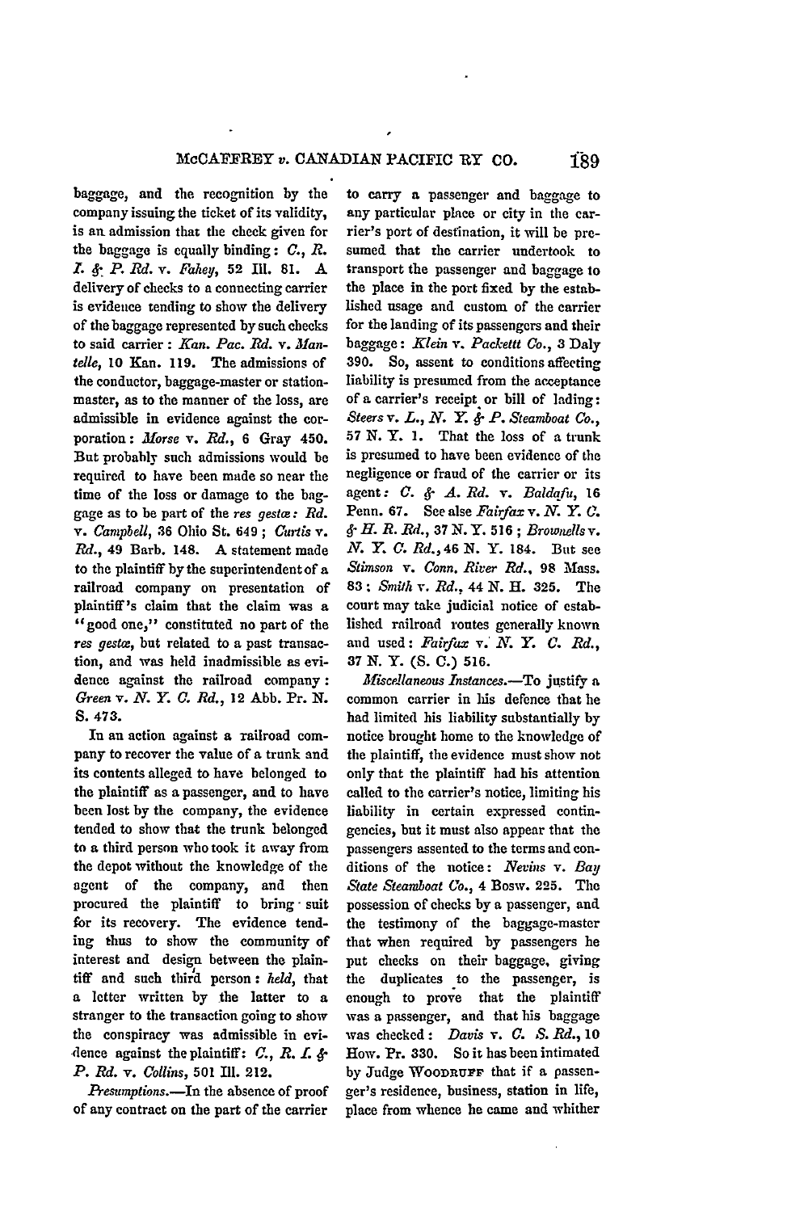baggage, and the recognition by the company issuing the ticket of its validity, is an admission that the check given for the baggage is equally binding: *C., R. I. & P. Rd.* v. *Fahey*, 52 Ill. 81. A delivery of checks to a connecting carrier is evidence tending to show the delivery of the baggage represented by such checks to said carrier: *Kan. Pac. Rd.* v. *Mantelle*, 10 Kan. 119. The admissions of the conductor, baggage-master or station-master, as to the manner of the loss, are admissible in evidence against the corporation: *Morse* v. *Rd.*, 6 Gray 450. But probably such admissions would be required to have been made so near the time of the loss or damage to the baggage as to be part of the *res gestæ*: *Rd.* v. *Campbell*, 36 Ohio St. 649; *Curtis* v. *Rd.*, 49 Barb. 148. A statement made to the plaintiff by the superintendent of a railroad company on presentation of plaintiff's claim that the claim was a "good one," constituted no part of the *res gestæ*, but related to a past transaction, and was held inadmissible as evidence against the railroad company: *Green* v. *N. Y. C. Rd.*, 12 Abb. Pr. N. S. 473.

In an action against a railroad company to recover the value of a trunk and its contents alleged to have belonged to the plaintiff as a passenger, and to have been lost by the company, the evidence tended to show that the trunk belonged to a third person who took it away from the depot without the knowledge of the agent of the company, and then procured the plaintiff to bring suit for its recovery. The evidence tending thus to show the community of interest and design between the plaintiff and such third person: *held*, that a letter written by the latter to a stranger to the transaction going to show the conspiracy was admissible in evidence against the plaintiff: *C., R. I. & P. Rd.* v. *Collins*, 501 Ill. 212.

*Presumptions.*—In the absence of proof of any contract on the part of the carrier to carry a passenger and baggage to any particular place or city in the carrier's port of destination, it will be presumed that the carrier undertook to transport the passenger and baggage to the place in the port fixed by the established usage and custom of the carrier for the landing of its passengers and their baggage: *Klein* v. *Packettt Co.*, 3 Daly 390. So, assent to conditions affecting liability is presumed from the acceptance of a carrier's receipt or bill of lading: *Steers* v. *L., N. Y. & P. Steamboat Co.*, 57 N. Y. 1. That the loss of a trunk is presumed to have been evidence of the negligence or fraud of the carrier or its agent: *C. & A. Rd.* v. *Baldafu*, 16 Penn. 67. See alse *Fairfax* v. *N. Y. C. & H. R. Rd.*, 37 N. Y. 516; *Brownells* v. *N. Y. C. Rd.*, 46 N. Y. 184. But see *Stimson* v. *Conn. River Rd.*, 98 Mass. 83; *Smith* v. *Rd.*, 44 N. H. 325. The court may take judicial notice of established railroad routes generally known and used: *Fairfax* v. *N. Y. C. Rd.*, 37 N. Y. (S. C.) 516.

*Miscellaneous Instances.*—To justify a common carrier in his defence that he had limited his liability substantially by notice brought home to the knowledge of the plaintiff, the evidence must show not only that the plaintiff had his attention called to the carrier's notice, limiting his liability in certain expressed contingencies, but it must also appear that the passengers assented to the terms and conditions of the notice: *Nevins* v. *Bay State Steamboat Co.*, 4 Bosw. 225. The possession of checks by a passenger, and the testimony of the baggage-master that when required by passengers he put checks on their baggage, giving the duplicates to the passenger, is enough to prove that the plaintiff was a passenger, and that his baggage was checked: *Davis* v. *C. S. Rd.*, 10 How. Pr. 330. So it has been intimated by Judge WOODRUFF that if a passenger's residence, business, station in life, place from whence he came and whither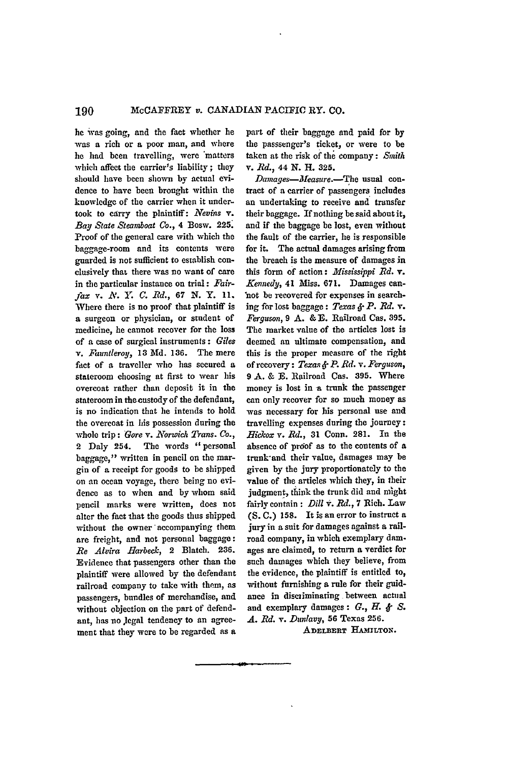he was going, and the fact whether he was a rich or a poor man, and where he had been travelling, were matters which affect the carrier's liability; they should have been shown by actual evidence to have been brought within the knowledge of the carrier when it undertook to carry the plaintiff: *Nevins* v. *Bay State Steamboat Co.*, 4 Bosw. 225. Proof of the general care with which the baggage-room and its contents were guarded is not sufficient to establish conclusively that there was no want of care in the particular instance on trial: *Fairfax* v. *N. Y. C. Rd.*, 67 N. Y. 11. Where there is no proof that plaintiff is a surgeon or physician, or student of medicine, he cannot recover for the loss of a case of surgical instruments: *Giles* v. *Fauntleroy*, 13 Md. 136. The mere fact of a traveller who has secured a stateroom choosing at first to wear his overcoat rather than deposit it in the stateroom in the custody of the defendant, is no indication that he intends to hold the overcoat in his possession during the whole trip: *Gore* v. *Norwich Trans. Co.*, 2 Daly 254. The words "personal baggage," written in pencil on the margin of a receipt for goods to be shipped on an ocean voyage, there being no evidence as to when and by whom said pencil marks were written, does not alter the fact that the goods thus shipped without the owner accompanying them are freight, and not personal baggage: *Re Alvira Harbeck*, 2 Blatch. 236. Evidence that passengers other than the plaintiff were allowed by the defendant railroad company to take with them, as passengers, bundles of merchandise, and without objection on the part of defendant, has no legal tendency to an agreement that they were to be regarded as a part of their baggage and paid for by the passsenger's ticket, or were to be taken at the risk of the company: *Smith* v. *Rd.*, 44 N. H. 325.

*Damages—Measure.*—The usual contract of a carrier of passengers includes an undertaking to receive and transfer their baggage. If nothing be said about it, and if the baggage be lost, even without the fault of the carrier, he is responsible for it. The actual damages arising from the breach is the measure of damages in this form of action: *Mississippi Rd.* v. *Kennedy*, 41 Miss. 671. Damages cannot be recovered for expenses in searching for lost baggage: *Texas & P. Rd.* v. *Ferguson*, 9 A. & E. Railroad Cas. 395. The market value of the articles lost is deemed an ultimate compensation, and this is the proper measure of the right of recovery: *Texas & P. Rd.* v. *Ferguson*, 9 A. & E. Railroad Cas. 395. Where money is lost in a trunk the passenger can only recover for so much money as was necessary for his personal use and travelling expenses during the journey: *Hickox* v. *Rd.*, 31 Conn. 281. In the absence of proof as to the contents of a trunk and their value, damages may be given by the jury proportionately to the value of the articles which they, in their judgment, think the trunk did and might fairly contain: *Dill* v. *Rd.*, 7 Rich. Law (S. C.) 158. It is an error to instruct a jury in a suit for damages against a railroad company, in which exemplary damages are claimed, to return a verdict for such damages which they believe, from the evidence, the plaintiff is entitled to, without furnishing a rule for their guidance in discriminating between actual and exemplary damages: *G., H. & S. A. Rd.* v. *Dunlavy*, 56 Texas 256.

ADELBERT HAMILTON.